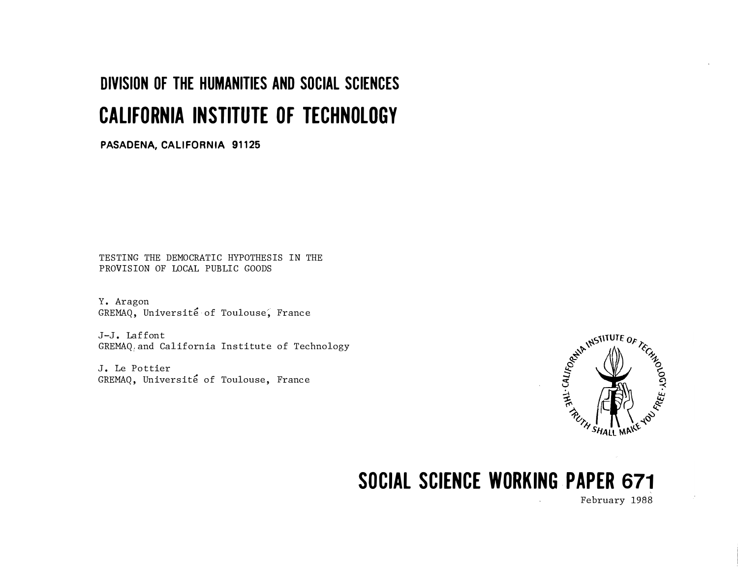# DIVISION OF THE HUMANITIES AND SOCIAL SCIENCES

# CALIFORNIA INSTITUTE OF TECHNOLOGY

**PASADENA, CALIFORNIA 91125**

TESTING THE DEMOCRATIC HYPOTHESIS IN THE PROVISION OF LOCAL PUBLIC GOODS

Y. Aragon
GREMAQ, Université of Toulouse, France

J-J. Laffont
GREMAQ and California Institute of Technology

J. Le Pottier
GREMAQ, Université of Toulouse, France

# SOCIAL SCIENCE WORKING PAPER 671

February 1988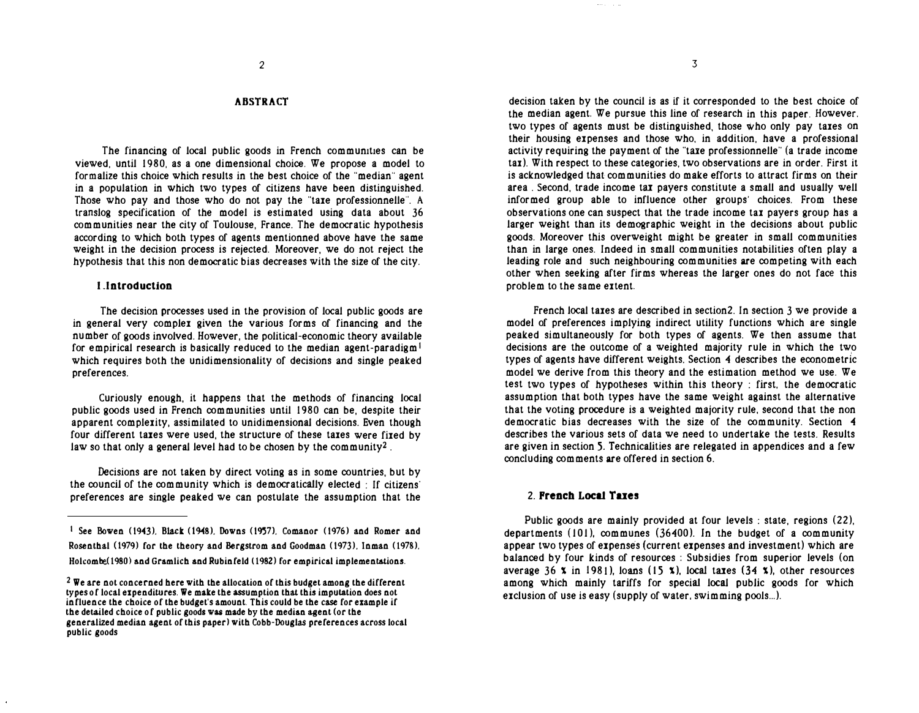## ABSTRACT

The financing of local public goods in French communities can be viewed, until 1980, as a one dimensional choice. We propose a model to formalize this choice which results in the best choice of the "median" agent in a population in which two types of citizens have been distinguished. Those who pay and those who do not pay the "taxe professionnelle". A translog specification of the model is estimated using data about 36 communities near the city of Toulouse, France. The democratic hypothesis according to which both types of agents mentionned above have the same weight in the decision process is rejected. Moreover, we do not reject the hypothesis that this non democratic bias decreases with the size of the city.

### 1.Introduction

The decision processes used in the provision of local public goods are in general very complex given the various forms of financing and the number of goods involved. However, the political-economic theory available for empirical research is basically reduced to the median agent-paradigm[1] which requires both the unidimensionality of decisions and single peaked preferences.

Curiously enough, it happens that the methods of financing local public goods used in French communities until 1980 can be, despite their apparent complexity, assimilated to unidimensional decisions. Even though four different taxes were used, the structure of these taxes were fixed by law so that only a general level had to be chosen by the community[2].

Decisions are not taken by direct voting as in some countries, but by the council of the community which is democratically elected : If citizens' preferences are single peaked we can postulate the assumption that the decision taken by the council is as if it corresponded to the best choice of the median agent. We pursue this line of research in this paper. However, two types of agents must be distinguished, those who only pay taxes on their housing expenses and those who, in addition, have a professional activity requiring the payment of the "taxe professionnelle" (a trade income tax). With respect to these categories, two observations are in order. First it is acknowledged that communities do make efforts to attract firms on their area . Second, trade income tax payers constitute a small and usually well informed group able to influence other groups' choices. From these observations one can suspect that the trade income tax payers group has a larger weight than its demographic weight in the decisions about public goods. Moreover this overweight might be greater in small communities than in large ones. Indeed in small communities notabilities often play a leading role and such neighbouring communities are competing with each other when seeking after firms whereas the larger ones do not face this problem to the same extent.

French local taxes are described in section2. In section 3 we provide a model of preferences implying indirect utility functions which are single peaked simultaneously for both types of agents. We then assume that decisions are the outcome of a weighted majority rule in which the two types of agents have different weights. Section 4 describes the econometric model we derive from this theory and the estimation method we use. We test two types of hypotheses within this theory : first, the democratic assumption that both types have the same weight against the alternative that the voting procedure is a weighted majority rule, second that the non democratic bias decreases with the size of the community. Section 4 describes the various sets of data we need to undertake the tests. Results are given in section 5. Technicalities are relegated in appendices and a few concluding comments are offered in section 6.

### 2. French Local Taxes

Public goods are mainly provided at four levels : state, regions (22), departments (101), communes (36400). In the budget of a community appear two types of expenses (current expenses and investment) which are balanced by four kinds of resources : Subsidies from superior levels (on average 36 % in 1981), loans (15 %), local taxes (34 %), other resources among which mainly tariffs for special local public goods for which exclusion of use is easy (supply of water, swimming pools...).

---

[1] See Bowen (1943), Black (1948), Downs (1957), Comanor (1976) and Romer and Rosenthal (1979) for the theory and Bergstrom and Goodman (1973), Inman (1978), Holcombe(1980) and Gramlich and Rubinfeld (1982) for empirical implementations.

[2] We are not concerned here with the allocation of this budget among the different types of local expenditures. We make the assumption that this imputation does not influence the choice of the budget's amount. This could be the case for example if the detailed choice of public goods was made by the median agent (or the generalized median agent of this paper) with Cobb-Douglas preferences across local public goods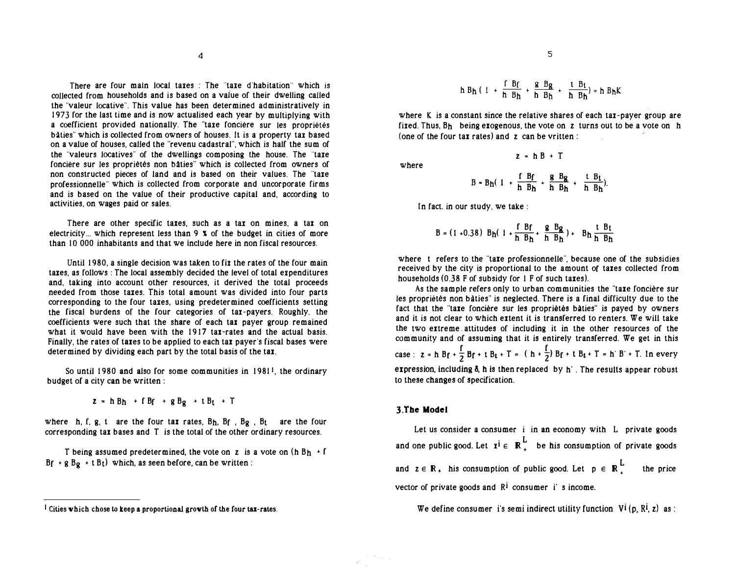There are four main local taxes : The "taxe d'habitation" which is collected from households and is based on a value of their dwelling called the "valeur locative". This value has been determined administratively in 1973 for the last time and is now actualised each year by multiplying with a coefficient provided nationally. The "taxe foncière sur les propriétés bâties" which is collected from owners of houses. It is a property tax based on a value of houses, called the "revenu cadastral", which is half the sum of the "valeurs locatives" of the dwellings composing the house. The "taxe foncière sur les propriétés non bâties" which is collected from owners of non constructed pieces of land and is based on their values. The "taxe professionnelle" which is collected from corporate and uncorporate firms and is based on the value of their productive capital and, according to activities, on wages paid or sales.

There are other specific taxes, such as a tax on mines, a tax on electricity... which represent less than 9 % of the budget in cities of more than 10 000 inhabitants and that we include here in non fiscal resources.

Until 1980, a single decision was taken to fix the rates of the four main taxes, as follows : The local assembly decided the level of total expenditures and, taking into account other resources, it derived the total proceeds needed from those taxes. This total amount was divided into four parts corresponding to the four taxes, using predetermined coefficients setting the fiscal burdens of the four categories of tax-payers. Roughly, the coefficients were such that the share of each tax payer group remained what it would have been with the 1917 tax-rates and the actual basis. Finally, the rates of taxes to be applied to each tax payer's fiscal bases were determined by dividing each part by the total basis of the tax.

So until 1980 and also for some communities in 1981[1], the ordinary budget of a city can be written :

$$z = h B_h + f B_f + g B_g + t B_t + T$$

where $h$, $f$, $g$, $t$ are the four tax rates, $B_h$, $B_f$, $B_g$, $B_t$ are the four corresponding tax bases and $T$ is the total of the other ordinary resources.

$T$ being assumed predetermined, the vote on $z$ is a vote on $(h B_h + f B_f + g B_g + t B_t)$ which, as seen before, can be written :

$$h B_h \left(1 + \frac{f B_f}{h B_h} + \frac{g B_g}{h B_h} + \frac{t B_t}{h B_h}\right) = h B_h K$$

where $K$ is a constant since the relative shares of each tax-payer group are fixed. Thus, $B_h$ being exogenous, the vote on $z$ turns out to be a vote on $h$ (one of the four tax rates) and $z$ can be vritten :

$$z = h B + T$$

where

$$B = B_h\left(1 + \frac{f B_f}{h B_h} + \frac{g B_g}{h B_h} + \frac{t B_t}{h B_h}\right).$$

In fact, in our study, we take :

$$B = (1 + 0.38)\ B_h\left(1 + \frac{f B_f}{h B_h} + \frac{g B_g}{h B_h}\right) + B_h \frac{t B_t}{h B_h}$$

where $t$ refers to the "taxe professionnelle", because one of the subsidies received by the city is proportional to the amount of taxes collected from households (0.38 F of subsidy for 1 F of such taxes).

As the sample refers only to urban communities the "taxe foncière sur les propriétés non bâties" is neglected. There is a final difficulty due to the fact that the "taxe foncière sur les propriétés bâties" is payed by owners and it is not clear to which extent it is transferred to renters. We will take the two extreme attitudes of including it in the other resources of the community and of assuming that it is entirely transferred. We get in this case : $z = h B_f + \frac{f}{2} B_f + t B_t + T = \left(h + \frac{f}{2}\right) B_f + t B_t + T = h' B' + T$. In every expression, including $\delta$, $h$ is then replaced by $h'$. The results appear robust to these changes of specification.

### 3. The Model

Let us consider a consumer $i$ in an economy with $L$ private goods and one public good. Let $x^i \in \mathbb{R}^L_+$ be his consumption of private goods and $z \in \mathbb{R}_+$ his consumption of public good. Let $p \in \mathbb{R}^L_+$ the price vector of private goods and $R^i$ consumer $i$'s income.

We define consumer $i$'s semi indirect utility function $V^i(p, R^i, z)$ as :

[1] Cities which chose to keep a proportional growth of the four tax-rates.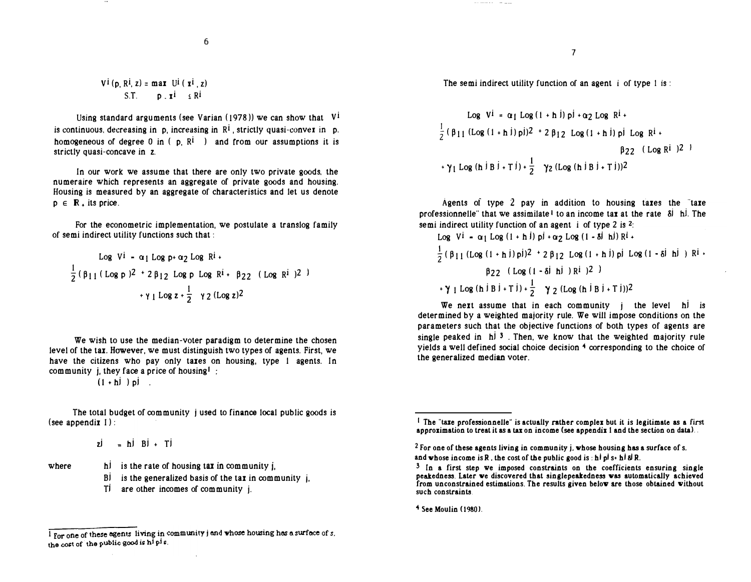$$V^i(p, R^i, z) = \max U^i(x^i, z)$$
$$\text{S.T.} \quad p \, . \, x^i \leq R^i$$

Using standard arguments (see Varian (1978)) we can show that $V^i$ is continuous, decreasing in p, increasing in $R^i$, strictly quasi-convex in p, homogeneous of degree 0 in ( p, $R^i$ ) and from our assumptions it is strictly quasi-concave in z.

In our work we assume that there are only two private goods, the numeraire which represents an aggregate of private goods and housing. Housing is measured by an aggregate of characteristics and let us denote $p \in \mathbf{R}_+$ its price.

For the econometric implementation, we postulate a translog family of semi indirect utility functions such that :

$$\text{Log } V^i = \alpha_1 \text{Log } p + \alpha_2 \text{Log } R^i + \frac{1}{2}(\beta_{11} (\text{Log } p)^2 + 2\beta_{12} \text{Log } p \text{ Log } R^i + \beta_{22} (\text{Log } R^i)^2) + \gamma_1 \text{Log } z + \frac{1}{2} \gamma_2 (\text{Log } z)^2$$

We wish to use the median-voter paradigm to determine the chosen level of the tax. However, we must distinguish two types of agents. First, we have the citizens who pay only taxes on housing, type 1 agents. In community j, they face a price of housing[1] :

$$(1 + h^j) p^j \quad .$$

The total budget of community j used to finance local public goods is (see appendix I) :

$$z^j = h^j B^j + T^j$$

where
- $h^j$ is the rate of housing tax in community j,
- $B^j$ is the generalized basis of the tax in community j,
- $T^j$ are other incomes of community j.

[1] For one of these agents living in community j and whose housing has a surface of s, the cost of the public good is $h^j p^j s$.

The semi indirect utility function of an agent i of type 1 is :

$$\text{Log } V^i = \alpha_1 \text{Log}(1 + h^j) p^j + \alpha_2 \text{Log } R^i + \frac{1}{2}(\beta_{11} (\text{Log}(1 + h^j) p^j)^2 + 2\beta_{12} \text{Log}(1 + h^j) p^j \text{ Log } R^i + \beta_{22} (\text{Log } R^i)^2) + \gamma_1 \text{Log}(h^j B^j + T^j) + \frac{1}{2} \gamma_2 (\text{Log}(h^j B^j + T^j))^2$$

Agents of type 2 pay in addition to housing taxes the "taxe professionnelle" that we assimilate[1] to an income tax at the rate $\delta^j h^j$. The semi indirect utility function of an agent i of type 2 is [2]:

$$\text{Log } V^i = \alpha_1 \text{Log}(1 + h^j) p^j + \alpha_2 \text{Log}(1 - \delta^j h^j) R^i + \frac{1}{2}(\beta_{11} (\text{Log}(1 + h^j) p^j)^2 + 2\beta_{12} \text{Log}(1 + h^j) p^j \text{ Log}(1 - \delta^j h^j) R^i + \beta_{22} (\text{Log}(1 - \delta^j h^j) R^i)^2) + \gamma_1 \text{Log}(h^j B^j + T^j) + \frac{1}{2} \gamma_2 (\text{Log}(h^j B^j + T^j))^2$$

We next assume that in each community j the level $h^j$ is determined by a weighted majority rule. We will impose conditions on the parameters such that the objective functions of both types of agents are single peaked in $h^j$ [3]. Then, we know that the weighted majority rule yields a well defined social choice decision [4] corresponding to the choice of the generalized median voter.

[1] The "taxe professionnelle" is actually rather complex but it is legitimate as a first approximation to treat it as a tax on income (see appendix I and the section on data).

[2] For one of these agents living in community j, whose housing has a surface of s, and whose income is R, the cost of the public good is : $h^j p^j s + h^j \delta^j R$.

[3] In a first step we imposed constraints on the coefficients ensuring single peakedness. Later we discovered that singlepeakedness was automatically achieved from unconstrained estimations. The results given below are those obtained without such constraints.

[4] See Moulin (1980).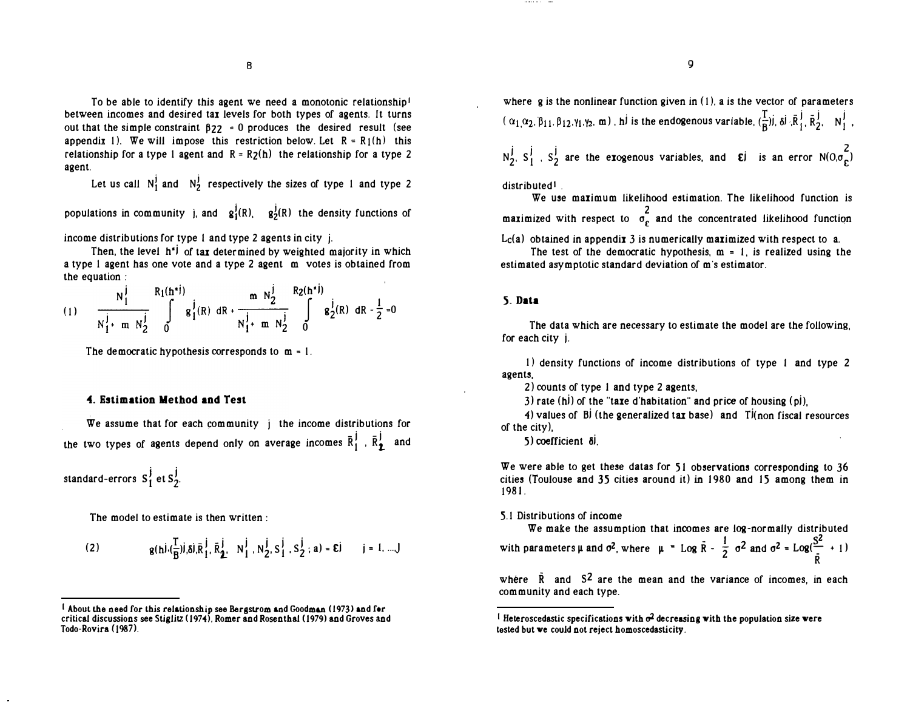To be able to identify this agent we need a monotonic relationship[1] between incomes and desired tax levels for both types of agents. It turns out that the simple constraint $\beta_{22} = 0$ produces the desired result (see appendix 1). We will impose this restriction below. Let $R = R_1(h)$ this relationship for a type 1 agent and $R = R_2(h)$ the relationship for a type 2 agent.

Let us call $N_1^j$ and $N_2^j$ respectively the sizes of type 1 and type 2 populations in community j, and $g_1^j(R)$, $g_2^j(R)$ the density functions of income distributions for type 1 and type 2 agents in city j.

Then, the level $h^{*j}$ of tax determined by weighted majority in which a type 1 agent has one vote and a type 2 agent m votes is obtained from the equation :

$$(1) \qquad \frac{N_1^j}{N_1^j + m\, N_2^j} \int_0^{R_1(h^{*j})} g_1^j(R)\, dR + \frac{m\, N_2^j}{N_1^j + m\, N_2^j} \int_0^{R_2(h^{*j})} g_2^j(R)\, dR - \frac{1}{2} = 0$$

The democratic hypothesis corresponds to $m = 1$.

## 4. Estimation Method and Test

We assume that for each community j the income distributions for the two types of agents depend only on average incomes $\bar{R}_1^j$, $\bar{R}_2^j$ and standard-errors $S_1^j$ et $S_2^j$.

The model to estimate is then written :

$$(2) \qquad g(h^j, (\tfrac{T}{B})^j, \delta^j, \bar{R}_1^j, \bar{R}_2^j, N_1^j, N_2^j, S_1^j, S_2^j; a) = \varepsilon^j \qquad j = 1, \ldots, J$$

where g is the nonlinear function given in (1), a is the vector of parameters $(\alpha_1, \alpha_2, \beta_{11}, \beta_{12}, \gamma_1, \gamma_2, m)$, $h^j$ is the endogenous variable, $(\frac{T}{B})^j$, $\delta^j$, $\bar{R}_1^j$, $\bar{R}_2^j$, $N_1^j$, $N_2^j$, $S_1^j$, $S_2^j$ are the exogenous variables, and $\varepsilon^j$ is an error $N(0, \sigma_\varepsilon^2)$ distributed[1].

We use maximum likelihood estimation. The likelihood function is maximized with respect to $\sigma_\varepsilon^2$ and the concentrated likelihood function $L_c(a)$ obtained in appendix 3 is numerically maximized with respect to a.

The test of the democratic hypothesis, $m = 1$, is realized using the estimated asymptotic standard deviation of m's estimator.

## 5. Data

The data which are necessary to estimate the model are the following, for each city j.

1) density functions of income distributions of type 1 and type 2 agents,
2) counts of type 1 and type 2 agents,
3) rate ($h^j$) of the "taxe d'habitation" and price of housing ($p^j$),
4) values of $B^j$ (the generalized tax base) and $T^j$(non fiscal resources of the city),
5) coefficient $\delta^j$.

We were able to get these datas for 51 observations corresponding to 36 cities (Toulouse and 35 cities around it) in 1980 and 15 among them in 1981.

### 5.1 Distributions of income

We make the assumption that incomes are log-normally distributed with parameters $\mu$ and $\sigma^2$, where $\mu = \text{Log}\,\bar{R} - \frac{1}{2}\sigma^2$ and $\sigma^2 = \text{Log}(\frac{S^2}{\bar{R}} + 1)$

where $\bar{R}$ and $S^2$ are the mean and the variance of incomes, in each community and each type.

---

[1] About the need for this relationship see Bergstrom and Goodman (1973) and for critical discussions see Stiglitz (1974), Romer and Rosenthal (1979) and Groves and Todo-Rovira (1987).

[1] Heteroscedastic specifications with $\sigma^2$ decreasing with the population size were tested but we could not reject homoscedasticity.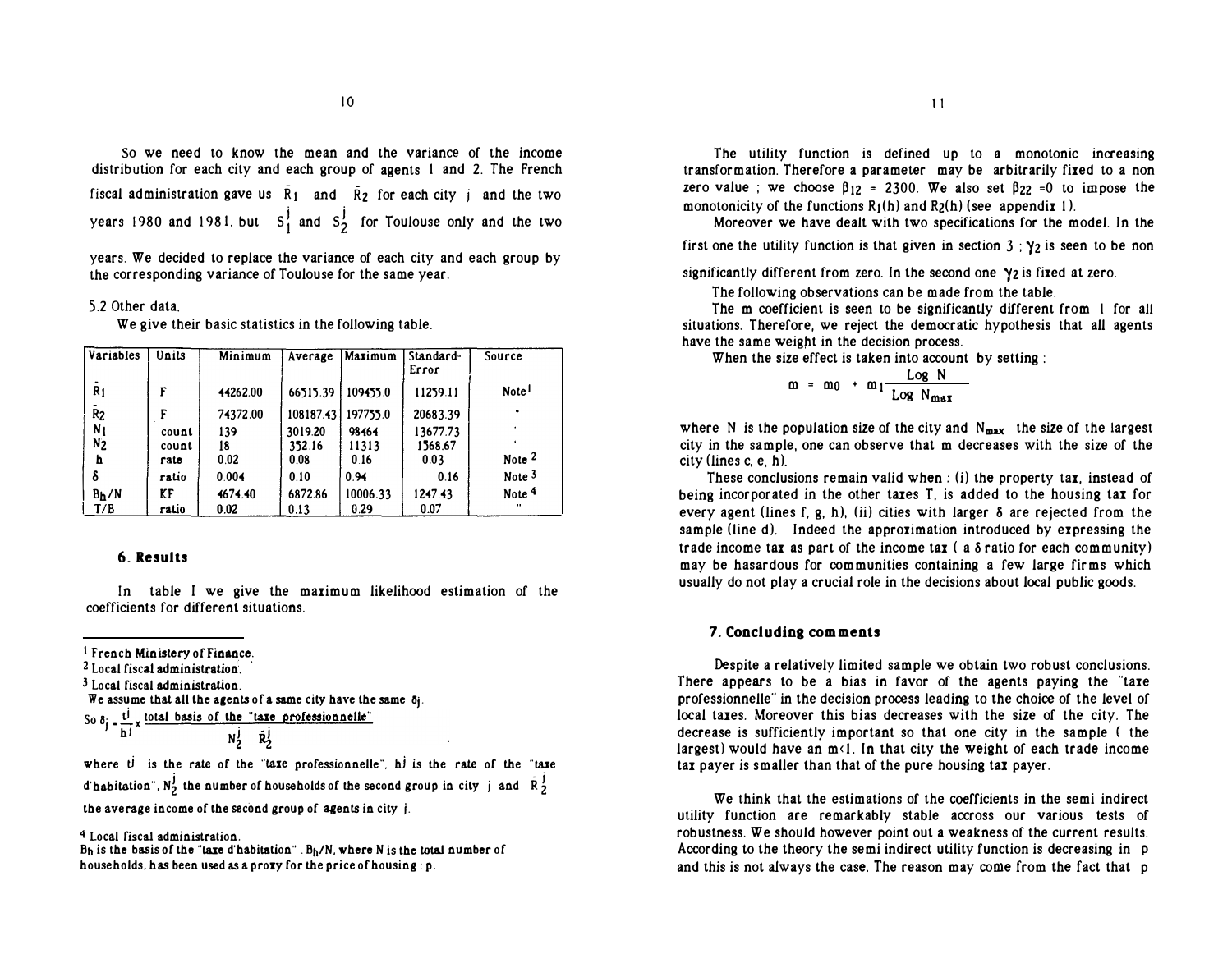So we need to know the mean and the variance of the income distribution for each city and each group of agents 1 and 2. The French fiscal administration gave us $\bar{R}_1$ and $\bar{R}_2$ for each city j and the two years 1980 and 1981, but $S_1^j$ and $S_2^j$ for Toulouse only and the two years. We decided to replace the variance of each city and each group by the corresponding variance of Toulouse for the same year.

5.2 Other data.

We give their basic statistics in the following table.

| Variables | Units | Minimum | Average | Maximum | Standard-Error | Source |
|---|---|---|---|---|---|---|
| $\bar{R}_1$ | F | 44262.00 | 66515.39 | 109455.0 | 11259.11 | Note[1] |
| $\bar{R}_2$ | F | 74372.00 | 108187.43 | 197755.0 | 20683.39 | " |
| $N_1$ | count | 139 | 3019.20 | 98464 | 13677.73 | " |
| $N_2$ | count | 18 | 352.16 | 11313 | 1568.67 | " |
| h | rate | 0.02 | 0.08 | 0.16 | 0.03 | Note [2] |
| $\delta$ | ratio | 0.004 | 0.10 | 0.94 | 0.16 | Note [3] |
| $B_h/N$ | KF | 4674.40 | 6872.86 | 10006.33 | 1247.43 | Note [4] |
| T/B | ratio | 0.02 | 0.13 | 0.29 | 0.07 | " |

### 6. Results

In table I we give the maximum likelihood estimation of the coefficients for different situations.

[1] French Ministery of Finance.

[2] Local fiscal administration.

[3] Local fiscal administration.

We assume that all the agents of a same city have the same $\delta_j$.

So $\delta_j = \frac{t^j}{h^j} \times \frac{\text{total basis of the "taxe professionnelle"}}{N_2^j \quad \bar{R}_2^j}$

where $t^j$ is the rate of the "taxe professionnelle", $h^j$ is the rate of the "taxe d'habitation", $N_2^j$ the number of households of the second group in city j and $\bar{R}_2^j$ the average income of the second group of agents in city j.

[4] Local fiscal administration.

$B_h$ is the basis of the "taxe d'habitation". $B_h/N$, where N is the total number of households, has been used as a proxy for the price of housing : p.

The utility function is defined up to a monotonic increasing transformation. Therefore a parameter may be arbitrarily fixed to a non zero value ; we choose $\beta_{12} = 2300$. We also set $\beta_{22} = 0$ to impose the monotonicity of the functions $R_1(h)$ and $R_2(h)$ (see appendix 1).

Moreover we have dealt with two specifications for the model. In the first one the utility function is that given in section 3 ; $\gamma_2$ is seen to be non significantly different from zero. In the second one $\gamma_2$ is fixed at zero.

The following observations can be made from the table.

The m coefficient is seen to be significantly different from 1 for all situations. Therefore, we reject the democratic hypothesis that all agents have the same weight in the decision process.

When the size effect is taken into account by setting :

$$m = m_0 + m_1 \frac{\text{Log } N}{\text{Log } N_{max}}$$

where N is the population size of the city and $N_{max}$ the size of the largest city in the sample, one can observe that m decreases with the size of the city (lines c, e, h).

These conclusions remain valid when : (i) the property tax, instead of being incorporated in the other taxes T, is added to the housing tax for every agent (lines f, g, h), (ii) cities with larger $\delta$ are rejected from the sample (line d). Indeed the approximation introduced by expressing the trade income tax as part of the income tax ( a $\delta$ ratio for each community) may be hasardous for communities containing a few large firms which usually do not play a crucial role in the decisions about local public goods.

### 7. Concluding comments

Despite a relatively limited sample we obtain two robust conclusions. There appears to be a bias in favor of the agents paying the "taxe professionnelle" in the decision process leading to the choice of the level of local taxes. Moreover this bias decreases with the size of the city. The decrease is sufficiently important so that one city in the sample ( the largest) would have an $m<1$. In that city the weight of each trade income tax payer is smaller than that of the pure housing tax payer.

We think that the estimations of the coefficients in the semi indirect utility function are remarkably stable accross our various tests of robustness. We should however point out a weakness of the current results. According to the theory the semi indirect utility function is decreasing in p and this is not always the case. The reason may come from the fact that p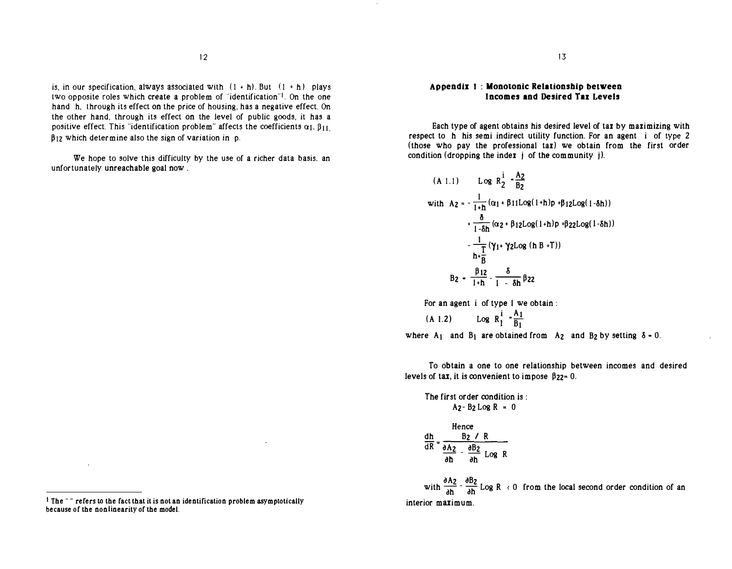is, in our specification, always associated with $(1 + h)$. But $(1 + h)$ plays two opposite roles which create a problem of "identification"[1]. On the one hand $h$, through its effect on the price of housing, has a negative effect. On the other hand, through its effect on the level of public goods, it has a positive effect. This "identification problem" affects the coefficients $\alpha_1$, $\beta_{11}$, $\beta_{12}$ which determine also the sign of variation in $p$.

We hope to solve this difficulty by the use of a richer data basis, an unfortunately unreachable goal now.

[1] The " " refers to the fact that it is not an identification problem asymptotically because of the nonlinearity of the model.

## Appendix 1 : Monotonic Relationship between Incomes and Desired Tax Levels

Each type of agent obtains his desired level of tax by maximizing with respect to $h$ his semi indirect utility function. For an agent $i$ of type 2 (those who pay the professional tax) we obtain from the first order condition (dropping the index $j$ of the community $j$).

$$\text{(A 1.1)} \qquad \operatorname{Log} R_2^i = \frac{A_2}{B_2}$$

$$\text{with } A_2 = -\frac{1}{1+h}\left(\alpha_1 + \beta_{11}\operatorname{Log}(1+h)p + \beta_{12}\operatorname{Log}(1-\delta h)\right)$$

$$+ \frac{\delta}{1-\delta h}\left(\alpha_2 + \beta_{12}\operatorname{Log}(1+h)p + \beta_{22}\operatorname{Log}(1-\delta h)\right)$$

$$- \frac{1}{h+\frac{T}{B}}\left(\gamma_1 + \gamma_2 \operatorname{Log}(hB+T)\right)$$

$$B_2 = \frac{\beta_{12}}{1+h} - \frac{\delta}{1-\delta h}\beta_{22}$$

For an agent $i$ of type 1 we obtain :

$$\text{(A 1.2)} \qquad \operatorname{Log} R_1^i = \frac{A_1}{B_1}$$

where $A_1$ and $B_1$ are obtained from $A_2$ and $B_2$ by setting $\delta = 0$.

To obtain a one to one relationship between incomes and desired levels of tax, it is convenient to impose $\beta_{22} = 0$.

The first order condition is :

$$A_2 - B_2 \operatorname{Log} R = 0$$

Hence

$$\frac{dh}{dR} = \frac{B_2 / R}{\frac{\partial A_2}{\partial h} - \frac{\partial B_2}{\partial h}\operatorname{Log} R}$$

with $\frac{\partial A_2}{\partial h} - \frac{\partial B_2}{\partial h}\operatorname{Log} R < 0$ from the local second order condition of an interior maximum.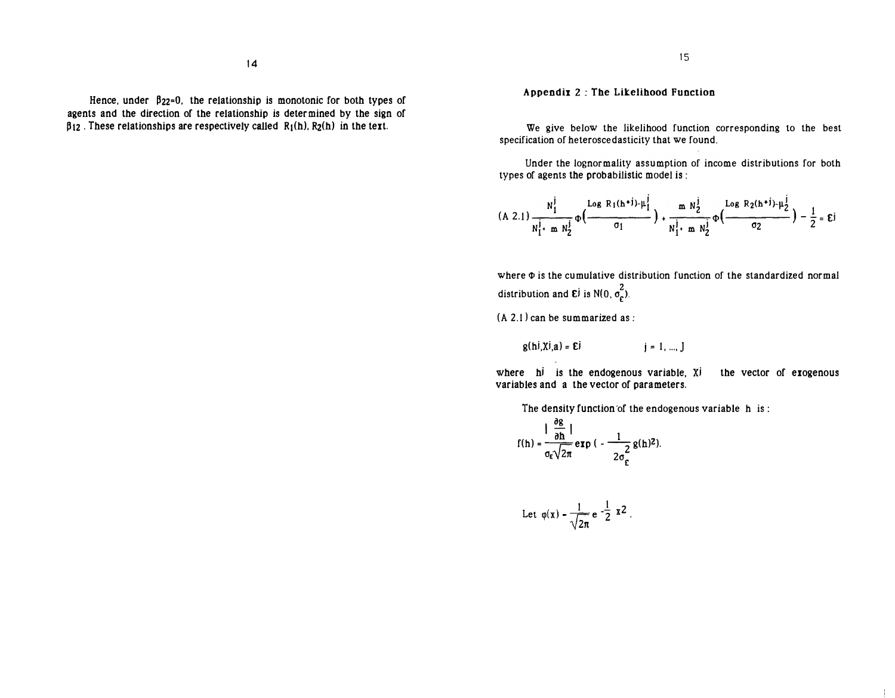Hence, under $\beta_{22}=0$, the relationship is monotonic for both types of agents and the direction of the relationship is determined by the sign of $\beta_{12}$. These relationships are respectively called $R_1(h)$, $R_2(h)$ in the text.

## Appendix 2 : The Likelihood Function

We give below the likelihood function corresponding to the best specification of heteroscedasticity that we found.

Under the lognormality assumption of income distributions for both types of agents the probabilistic model is :

$$\text{(A 2.1)} \quad \frac{N_1^j}{N_1^j + m\, N_2^j}\,\Phi\!\left(\frac{\text{Log}\, R_1(h^{*j}) - \mu_1^j}{\sigma_1}\right) + \frac{m\, N_2^j}{N_1^j + m\, N_2^j}\,\Phi\!\left(\frac{\text{Log}\, R_2(h^{*j}) - \mu_2^j}{\sigma_2}\right) - \frac{1}{2} = \varepsilon^j$$

where $\Phi$ is the cumulative distribution function of the standardized normal distribution and $\varepsilon^j$ is $N(0, \sigma_\varepsilon^2)$.

(A 2.1) can be summarized as :

$$g(h^j, X^j, a) = \varepsilon^j \qquad j = 1, \ldots, J$$

where $h^j$ is the endogenous variable, $X^j$ the vector of exogenous variables and $a$ the vector of parameters.

The density function of the endogenous variable $h$ is :

$$f(h) = \frac{\left|\frac{\partial g}{\partial h}\right|}{\sigma_\varepsilon\sqrt{2\pi}} \exp\left(-\frac{1}{2\sigma_\varepsilon^2}\, g(h)^2\right).$$

Let $\varphi(x) = \frac{1}{\sqrt{2\pi}} e^{-\frac{1}{2}x^2}$.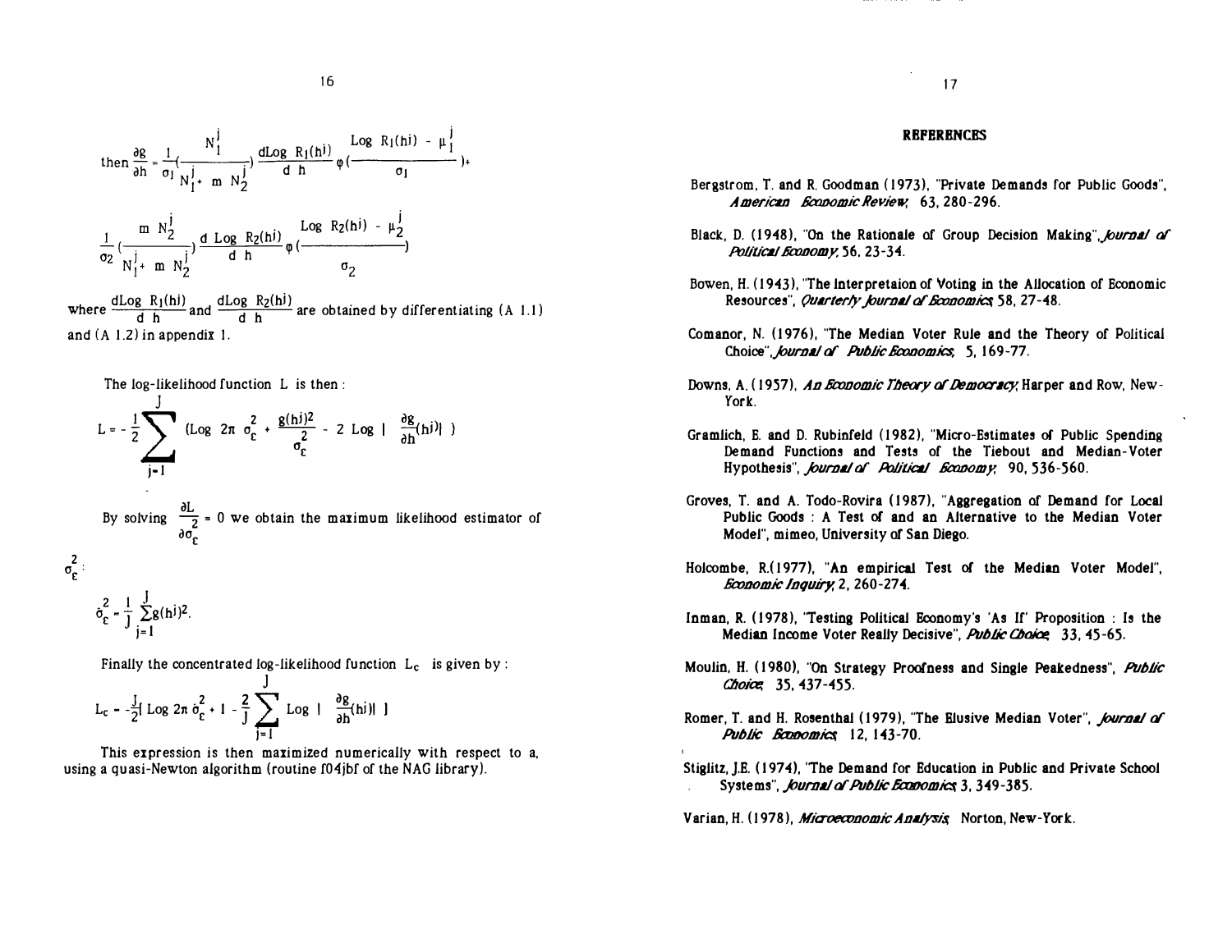then 
$$\frac{\partial g}{\partial h} = \frac{1}{\sigma_1}\left(\frac{N_1^j}{N_1^j + m\, N_2^j}\right) \frac{d\mathrm{Log}\ R_1(h^j)}{d\ h}\, \varphi\left(\frac{\mathrm{Log}\ R_1(h^j) - \mu_1^j}{\sigma_1}\right) +$$

$$\frac{1}{\sigma_2}\left(\frac{m\, N_2^j}{N_1^j + m\, N_2^j}\right) \frac{d\ \mathrm{Log}\ R_2(h^j)}{d\ h}\, \varphi\left(\frac{\mathrm{Log}\ R_2(h^j) - \mu_2^j}{\sigma_2}\right)$$

where $\frac{d\mathrm{Log}\ R_1(h^j)}{d\ h}$ and $\frac{d\mathrm{Log}\ R_2(h^j)}{d\ h}$ are obtained by differentiating (A 1.1) and (A 1.2) in appendix 1.

The log-likelihood function L is then :

$$L = -\frac{1}{2}\sum_{j=1}^{J} \left(\mathrm{Log}\ 2\pi\ \sigma_\varepsilon^2 + \frac{g(h^j)^2}{\sigma_\varepsilon^2} - 2\ \mathrm{Log}\ \left|\ \frac{\partial g}{\partial h}(h^j)\right|\ \right)$$

By solving $\frac{\partial L}{\partial \sigma_\varepsilon^2} = 0$ we obtain the maximum likelihood estimator of $\sigma_\varepsilon^2$ :

$$\hat{\sigma}_\varepsilon^2 = \frac{1}{J}\sum_{j=1}^{J} g(h^j)^2.$$

Finally the concentrated log-likelihood function $L_c$ is given by :

$$L_c = -\frac{J}{2}\left[\ \mathrm{Log}\ 2\pi\ \hat{\sigma}_\varepsilon^2 + 1 - \frac{2}{J}\sum_{j=1}^{J} \mathrm{Log}\ \left|\ \frac{\partial g}{\partial h}(h^j)\right|\ \right]$$

This expression is then maximized numerically with respect to a, using a quasi-Newton algorithm (routine f04jbf of the NAG library).

## REFERENCES

Bergstrom, T. and R. Goodman (1973), "Private Demands for Public Goods", *American Economic Review*, 63, 280-296.

Black, D. (1948), "On the Rationale of Group Decision Making", *Journal of Political Economy*, 56, 23-34.

Bowen, H. (1943), "The Interpretaion of Voting in the Allocation of Economic Resources", *Quarterly Journal of Economics*, 58, 27-48.

Comanor, N. (1976), "The Median Voter Rule and the Theory of Political Choice", *Journal of Public Economics*, 5, 169-77.

Downs, A. (1957), *An Economic Theory of Democracy*, Harper and Row, New-York.

Gramlich, E. and D. Rubinfeld (1982), "Micro-Estimates of Public Spending Demand Functions and Tests of the Tiebout and Median-Voter Hypothesis", *Journal of Political Economy*, 90, 536-560.

Groves, T. and A. Todo-Rovira (1987), "Aggregation of Demand for Local Public Goods : A Test of and an Alternative to the Median Voter Model", mimeo, University of San Diego.

Holcombe, R.(1977), "An empirical Test of the Median Voter Model", *Economic Inquiry*, 2, 260-274.

Inman, R. (1978), "Testing Political Economy's 'As If' Proposition : Is the Median Income Voter Really Decisive", *Public Choice*, 33, 45-65.

Moulin, H. (1980), "On Strategy Proofness and Single Peakedness", *Public Choice*, 35, 437-455.

Romer, T. and H. Rosenthal (1979), "The Elusive Median Voter", *Journal of Public Economics*, 12, 143-70.

Stiglitz, J.E. (1974), "The Demand for Education in Public and Private School Systems", *Journal of Public Economics*, 3, 349-385.

Varian, H. (1978), *Microeconomic Analysis*, Norton, New-York.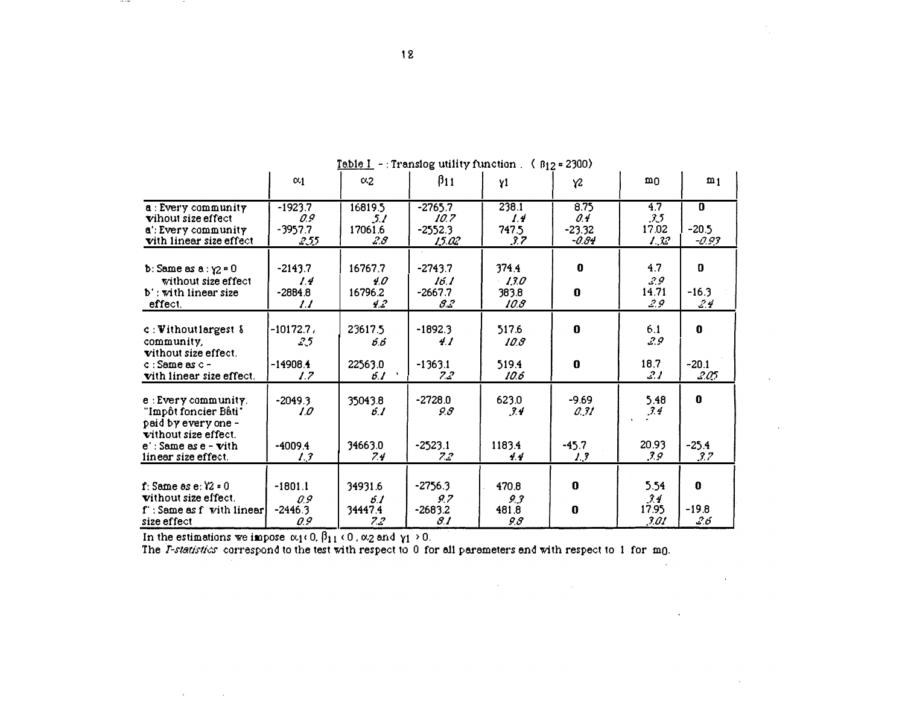Table I - : Translog utility function. ( $\beta_{12}$ = 2300)

| | $\alpha_1$ | $\alpha_2$ | $\beta_{11}$ | $\gamma_1$ | $\gamma_2$ | $m_0$ | $m_1$ |
|---|---|---|---|---|---|---|---|
| a : Every community vihout size effect | -1923.7 | 16819.5 | -2765.7 | 238.1 | 8.75 | 4.7 | 0 |
| | *0.9* | *5.1* | *10.7* | *1.4* | *0.4* | *3.5* | |
| a': Every community vith linear size effect | -3957.7 | 17061.6 | -2552.3 | 747.5 | -23.32 | 17.02 | -20.5 |
| | *2.55* | *2.8* | *15.02* | *3.7* | *-0.84* | *1.32* | *-0.93* |
| b: Same as a : $\gamma_2$ = 0 without size effect | -2143.7 | 16767.7 | -2743.7 | 374.4 | 0 | 4.7 | 0 |
| | *1.4* | *4.0* | *16.1* | *13.0* | | *2.9* | |
| b' : with linear size effect. | -2884.8 | 16796.2 | -2667.7 | 383.8 | 0 | 14.71 | -16.3 |
| | *1.1* | *4.2* | *8.2* | *10.8* | | *2.9* | *2.4* |
| c : Without largest δ community, vithout size effect. | -10172.7 | 23617.5 | -1892.3 | 517.6 | 0 | 6.1 | 0 |
| | *2.5* | *6.6* | *4.1* | *10.8* | | *2.9* | |
| c : Same as c - vith linear size effect. | -14908.4 | 22563.0 | -1363.1 | 519.4 | 0 | 18.7 | -20.1 |
| | *1.7* | *6.1* | *7.2* | *10.6* | | *2.1* | *2.05* |
| e : Every community. "Impôt foncier Bâti" paid by every one - vithout size effect. | -2049.3 | 35043.8 | -2728.0 | 623.0 | -9.69 | 5.48 | 0 |
| | *1.0* | *6.1* | *9.8* | *3.4* | *0.31* | *3.4* | |
| e' : Same as e - vith linear size effect. | -4009.4 | 34663.0 | -2523.1 | 1183.4 | -45.7 | 20.93 | -25.4 |
| | *1.3* | *7.4* | *7.2* | *4.4* | *1.3* | *3.9* | *3.7* |
| f: Same as e: $\gamma_2$ = 0 vithout size effect. | -1801.1 | 34931.6 | -2756.3 | 470.8 | 0 | 5.54 | 0 |
| | *0.9* | *6.1* | *9.7* | *9.3* | | *3.4* | |
| f' : Same as f vith linear size effect | -2446.3 | 34447.4 | -2683.2 | 481.8 | 0 | 17.95 | -19.8 |
| | *0.9* | *7.2* | *8.1* | *9.8* | | *3.01* | *2.6* |

In the estimations we impose $\alpha_1 < 0$, $\beta_{11} < 0$, $\alpha_2$ and $\gamma_1 > 0$.

The *T-statistics* correspond to the test with respect to 0 for all parameters and with respect to 1 for $m_0$.